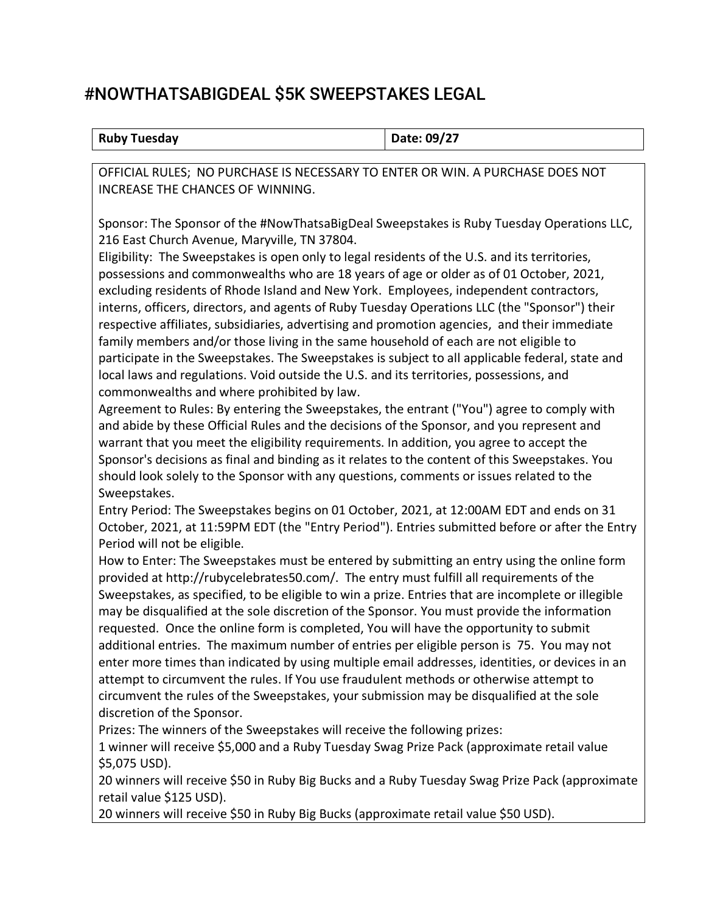# #NOWTHATSABIGDEAL $5K SWEEPSTAKES LEGAL

| **Ruby Tuesday** | **Date: 09/27** |
| --- | --- |

OFFICIAL RULES; NO PURCHASE IS NECESSARY TO ENTER OR WIN. A PURCHASE DOES NOT INCREASE THE CHANCES OF WINNING.

Sponsor: The Sponsor of the #NowThatsaBigDeal Sweepstakes is Ruby Tuesday Operations LLC, 216 East Church Avenue, Maryville, TN 37804.

Eligibility: The Sweepstakes is open only to legal residents of the U.S. and its territories, possessions and commonwealths who are 18 years of age or older as of 01 October, 2021, excluding residents of Rhode Island and New York. Employees, independent contractors, interns, officers, directors, and agents of Ruby Tuesday Operations LLC (the "Sponsor") their respective affiliates, subsidiaries, advertising and promotion agencies, and their immediate family members and/or those living in the same household of each are not eligible to participate in the Sweepstakes. The Sweepstakes is subject to all applicable federal, state and local laws and regulations. Void outside the U.S. and its territories, possessions, and commonwealths and where prohibited by law.

Agreement to Rules: By entering the Sweepstakes, the entrant ("You") agree to comply with and abide by these Official Rules and the decisions of the Sponsor, and you represent and warrant that you meet the eligibility requirements. In addition, you agree to accept the Sponsor's decisions as final and binding as it relates to the content of this Sweepstakes. You should look solely to the Sponsor with any questions, comments or issues related to the Sweepstakes.

Entry Period: The Sweepstakes begins on 01 October, 2021, at 12:00AM EDT and ends on 31 October, 2021, at 11:59PM EDT (the "Entry Period"). Entries submitted before or after the Entry Period will not be eligible.

How to Enter: The Sweepstakes must be entered by submitting an entry using the online form provided at http://rubycelebrates50.com/. The entry must fulfill all requirements of the Sweepstakes, as specified, to be eligible to win a prize. Entries that are incomplete or illegible may be disqualified at the sole discretion of the Sponsor. You must provide the information requested. Once the online form is completed, You will have the opportunity to submit additional entries. The maximum number of entries per eligible person is 75. You may not enter more times than indicated by using multiple email addresses, identities, or devices in an attempt to circumvent the rules. If You use fraudulent methods or otherwise attempt to circumvent the rules of the Sweepstakes, your submission may be disqualified at the sole discretion of the Sponsor.

Prizes: The winners of the Sweepstakes will receive the following prizes:

1 winner will receive $5,000 and a Ruby Tuesday Swag Prize Pack (approximate retail value $5,075 USD).

20 winners will receive $50 in Ruby Big Bucks and a Ruby Tuesday Swag Prize Pack (approximate retail value $125 USD).

20 winners will receive $50 in Ruby Big Bucks (approximate retail value $50 USD).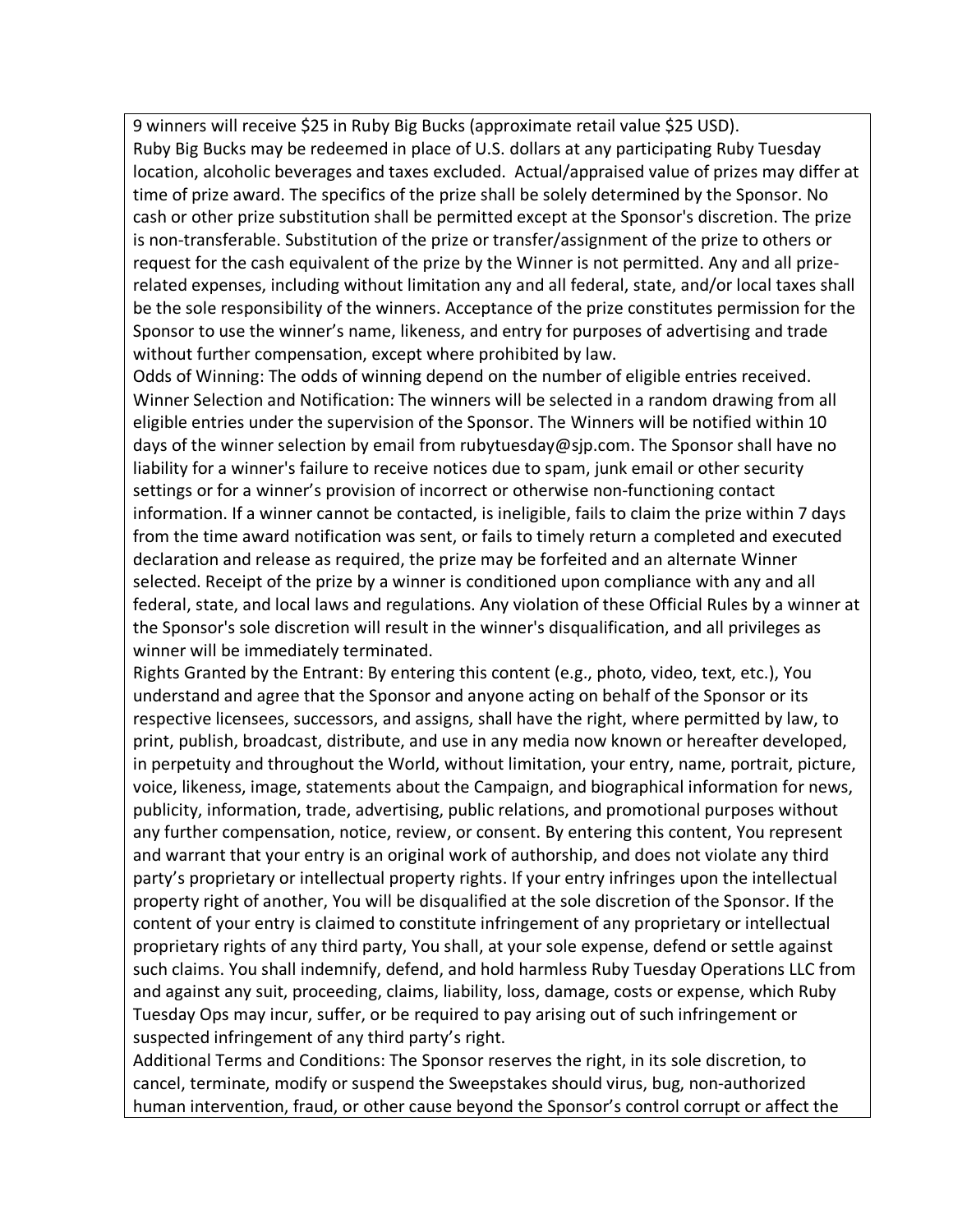9 winners will receive $25 in Ruby Big Bucks (approximate retail value $25 USD).

Ruby Big Bucks may be redeemed in place of U.S. dollars at any participating Ruby Tuesday location, alcoholic beverages and taxes excluded. Actual/appraised value of prizes may differ at time of prize award. The specifics of the prize shall be solely determined by the Sponsor. No cash or other prize substitution shall be permitted except at the Sponsor's discretion. The prize is non-transferable. Substitution of the prize or transfer/assignment of the prize to others or request for the cash equivalent of the prize by the Winner is not permitted. Any and all prize-related expenses, including without limitation any and all federal, state, and/or local taxes shall be the sole responsibility of the winners. Acceptance of the prize constitutes permission for the Sponsor to use the winner's name, likeness, and entry for purposes of advertising and trade without further compensation, except where prohibited by law.

Odds of Winning: The odds of winning depend on the number of eligible entries received.

Winner Selection and Notification: The winners will be selected in a random drawing from all eligible entries under the supervision of the Sponsor. The Winners will be notified within 10 days of the winner selection by email from rubytuesday@sjp.com. The Sponsor shall have no liability for a winner's failure to receive notices due to spam, junk email or other security settings or for a winner's provision of incorrect or otherwise non-functioning contact information. If a winner cannot be contacted, is ineligible, fails to claim the prize within 7 days from the time award notification was sent, or fails to timely return a completed and executed declaration and release as required, the prize may be forfeited and an alternate Winner selected. Receipt of the prize by a winner is conditioned upon compliance with any and all federal, state, and local laws and regulations. Any violation of these Official Rules by a winner at the Sponsor's sole discretion will result in the winner's disqualification, and all privileges as winner will be immediately terminated.

Rights Granted by the Entrant: By entering this content (e.g., photo, video, text, etc.), You understand and agree that the Sponsor and anyone acting on behalf of the Sponsor or its respective licensees, successors, and assigns, shall have the right, where permitted by law, to print, publish, broadcast, distribute, and use in any media now known or hereafter developed, in perpetuity and throughout the World, without limitation, your entry, name, portrait, picture, voice, likeness, image, statements about the Campaign, and biographical information for news, publicity, information, trade, advertising, public relations, and promotional purposes without any further compensation, notice, review, or consent. By entering this content, You represent and warrant that your entry is an original work of authorship, and does not violate any third party's proprietary or intellectual property rights. If your entry infringes upon the intellectual property right of another, You will be disqualified at the sole discretion of the Sponsor. If the content of your entry is claimed to constitute infringement of any proprietary or intellectual proprietary rights of any third party, You shall, at your sole expense, defend or settle against such claims. You shall indemnify, defend, and hold harmless Ruby Tuesday Operations LLC from and against any suit, proceeding, claims, liability, loss, damage, costs or expense, which Ruby Tuesday Ops may incur, suffer, or be required to pay arising out of such infringement or suspected infringement of any third party's right.

Additional Terms and Conditions: The Sponsor reserves the right, in its sole discretion, to cancel, terminate, modify or suspend the Sweepstakes should virus, bug, non-authorized human intervention, fraud, or other cause beyond the Sponsor's control corrupt or affect the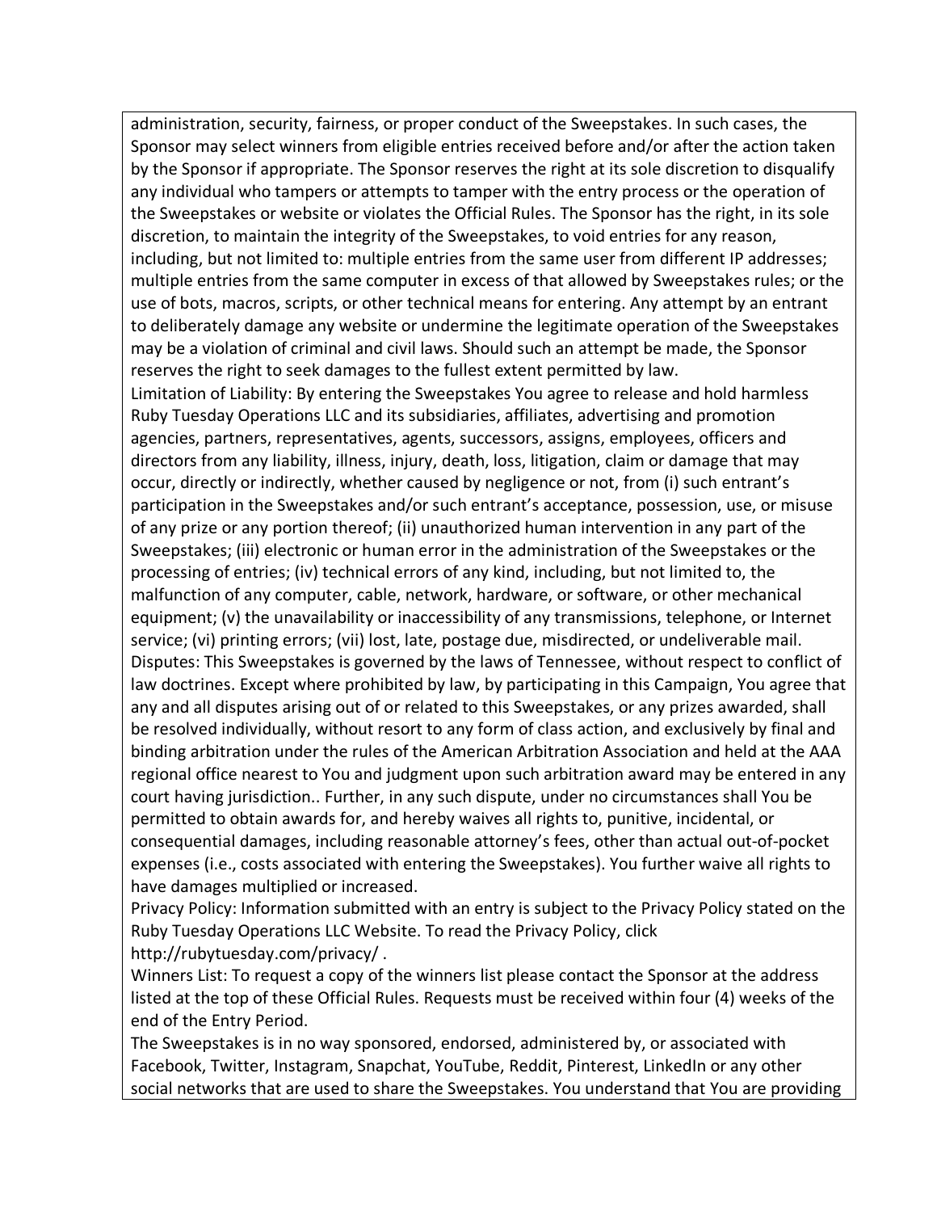administration, security, fairness, or proper conduct of the Sweepstakes. In such cases, the Sponsor may select winners from eligible entries received before and/or after the action taken by the Sponsor if appropriate. The Sponsor reserves the right at its sole discretion to disqualify any individual who tampers or attempts to tamper with the entry process or the operation of the Sweepstakes or website or violates the Official Rules. The Sponsor has the right, in its sole discretion, to maintain the integrity of the Sweepstakes, to void entries for any reason, including, but not limited to: multiple entries from the same user from different IP addresses; multiple entries from the same computer in excess of that allowed by Sweepstakes rules; or the use of bots, macros, scripts, or other technical means for entering. Any attempt by an entrant to deliberately damage any website or undermine the legitimate operation of the Sweepstakes may be a violation of criminal and civil laws. Should such an attempt be made, the Sponsor reserves the right to seek damages to the fullest extent permitted by law.

Limitation of Liability: By entering the Sweepstakes You agree to release and hold harmless Ruby Tuesday Operations LLC and its subsidiaries, affiliates, advertising and promotion agencies, partners, representatives, agents, successors, assigns, employees, officers and directors from any liability, illness, injury, death, loss, litigation, claim or damage that may occur, directly or indirectly, whether caused by negligence or not, from (i) such entrant's participation in the Sweepstakes and/or such entrant's acceptance, possession, use, or misuse of any prize or any portion thereof; (ii) unauthorized human intervention in any part of the Sweepstakes; (iii) electronic or human error in the administration of the Sweepstakes or the processing of entries; (iv) technical errors of any kind, including, but not limited to, the malfunction of any computer, cable, network, hardware, or software, or other mechanical equipment; (v) the unavailability or inaccessibility of any transmissions, telephone, or Internet service; (vi) printing errors; (vii) lost, late, postage due, misdirected, or undeliverable mail.

Disputes: This Sweepstakes is governed by the laws of Tennessee, without respect to conflict of law doctrines. Except where prohibited by law, by participating in this Campaign, You agree that any and all disputes arising out of or related to this Sweepstakes, or any prizes awarded, shall be resolved individually, without resort to any form of class action, and exclusively by final and binding arbitration under the rules of the American Arbitration Association and held at the AAA regional office nearest to You and judgment upon such arbitration award may be entered in any court having jurisdiction.. Further, in any such dispute, under no circumstances shall You be permitted to obtain awards for, and hereby waives all rights to, punitive, incidental, or consequential damages, including reasonable attorney's fees, other than actual out-of-pocket expenses (i.e., costs associated with entering the Sweepstakes). You further waive all rights to have damages multiplied or increased.

Privacy Policy: Information submitted with an entry is subject to the Privacy Policy stated on the Ruby Tuesday Operations LLC Website. To read the Privacy Policy, click http://rubytuesday.com/privacy/ .

Winners List: To request a copy of the winners list please contact the Sponsor at the address listed at the top of these Official Rules. Requests must be received within four (4) weeks of the end of the Entry Period.

The Sweepstakes is in no way sponsored, endorsed, administered by, or associated with Facebook, Twitter, Instagram, Snapchat, YouTube, Reddit, Pinterest, LinkedIn or any other social networks that are used to share the Sweepstakes. You understand that You are providing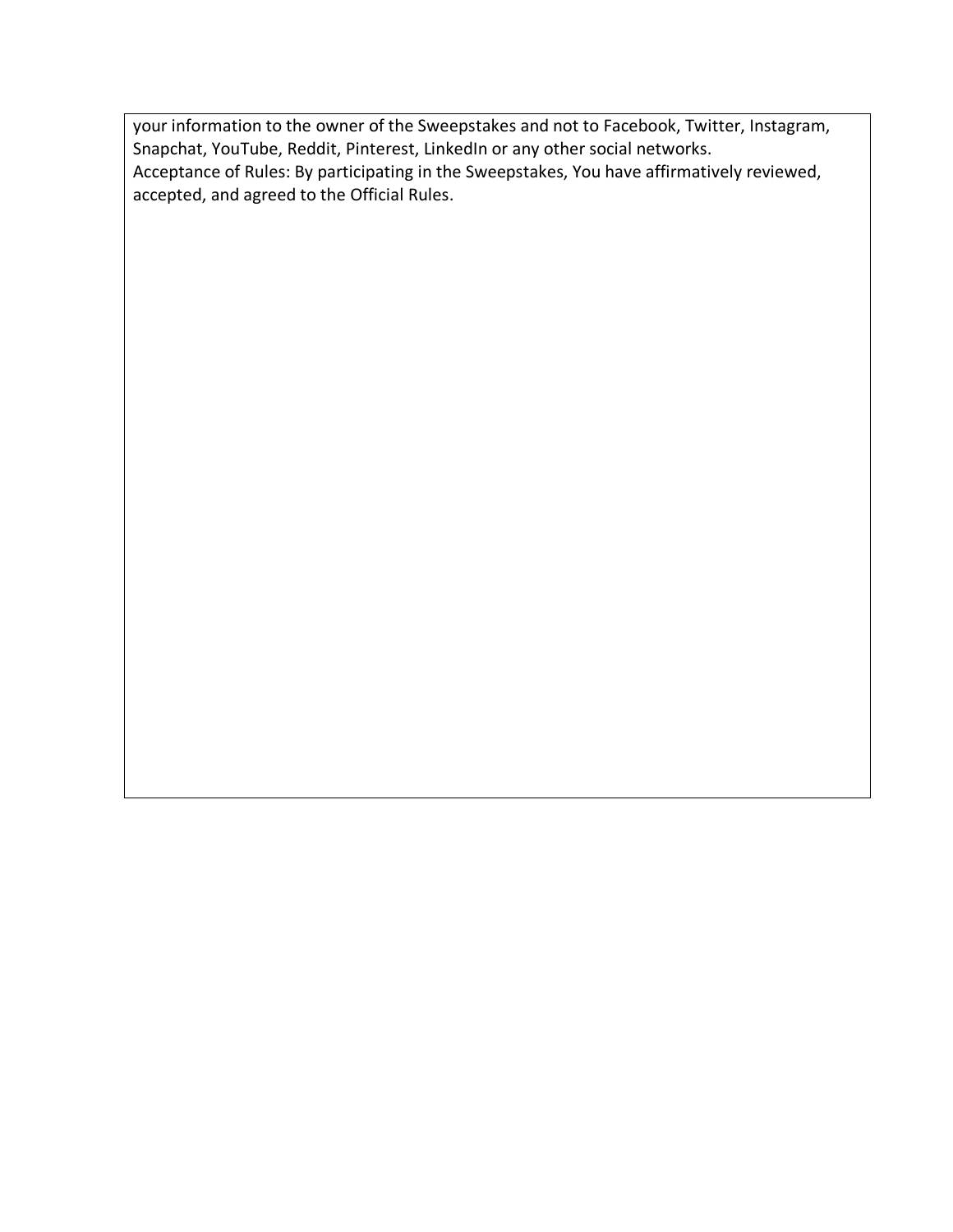your information to the owner of the Sweepstakes and not to Facebook, Twitter, Instagram, Snapchat, YouTube, Reddit, Pinterest, LinkedIn or any other social networks.

Acceptance of Rules: By participating in the Sweepstakes, You have affirmatively reviewed, accepted, and agreed to the Official Rules.